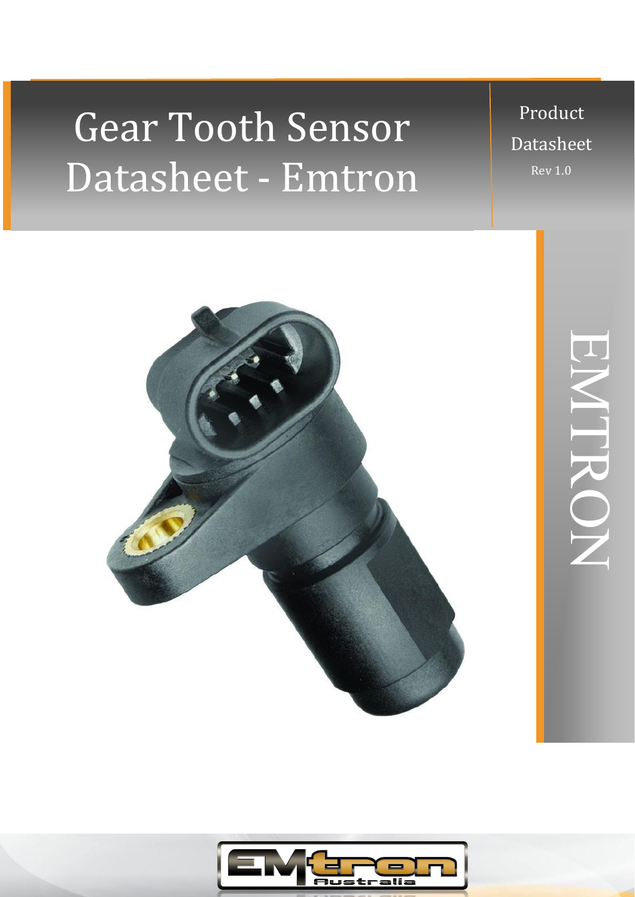# Gear Tooth Sensor Datasheet - Emtron

Product Datasheet

Rev 1.0

EMTRON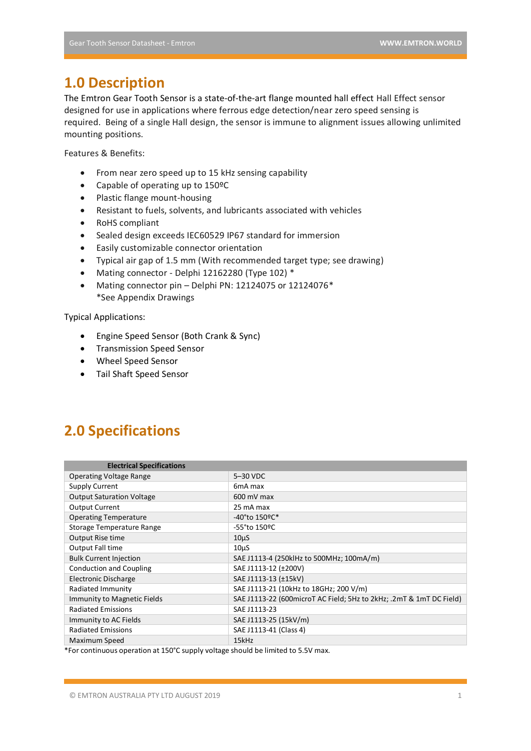# 1.0 Description

The Emtron Gear Tooth Sensor is a state-of-the-art flange mounted hall effect Hall Effect sensor designed for use in applications where ferrous edge detection/near zero speed sensing is required. Being of a single Hall design, the sensor is immune to alignment issues allowing unlimited mounting positions.

Features & Benefits:

- From near zero speed up to 15 kHz sensing capability
- Capable of operating up to 150ºC
- Plastic flange mount-housing
- Resistant to fuels, solvents, and lubricants associated with vehicles
- RoHS compliant
- Sealed design exceeds IEC60529 IP67 standard for immersion
- Easily customizable connector orientation
- Typical air gap of 1.5 mm (With recommended target type; see drawing)
- Mating connector - Delphi 12162280 (Type 102) *
- Mating connector pin – Delphi PN: 12124075 or 12124076*
  *See Appendix Drawings

Typical Applications:

- Engine Speed Sensor (Both Crank & Sync)
- Transmission Speed Sensor
- Wheel Speed Sensor
- Tail Shaft Speed Sensor

# 2.0 Specifications

| Electrical Specifications | |
|---|---|
| Operating Voltage Range | 5–30 VDC |
| Supply Current | 6mA max |
| Output Saturation Voltage | 600 mV max |
| Output Current | 25 mA max |
| Operating Temperature | -40°to 150ºC* |
| Storage Temperature Range | -55°to 150ºC |
| Output Rise time | 10µS |
| Output Fall time | 10µS |
| Bulk Current Injection | SAE J1113-4 (250klHz to 500MHz; 100mA/m) |
| Conduction and Coupling | SAE J1113-12 (±200V) |
| Electronic Discharge | SAE J1113-13 (±15kV) |
| Radiated Immunity | SAE J1113-21 (10kHz to 18GHz; 200 V/m) |
| Immunity to Magnetic Fields | SAE J1113-22 (600microT AC Field; 5Hz to 2kHz; .2mT & 1mT DC Field) |
| Radiated Emissions | SAE J1113-23 |
| Immunity to AC Fields | SAE J1113-25 (15kV/m) |
| Radiated Emissions | SAE J1113-41 (Class 4) |
| Maximum Speed | 15kHz |

*For continuous operation at 150°C supply voltage should be limited to 5.5V max.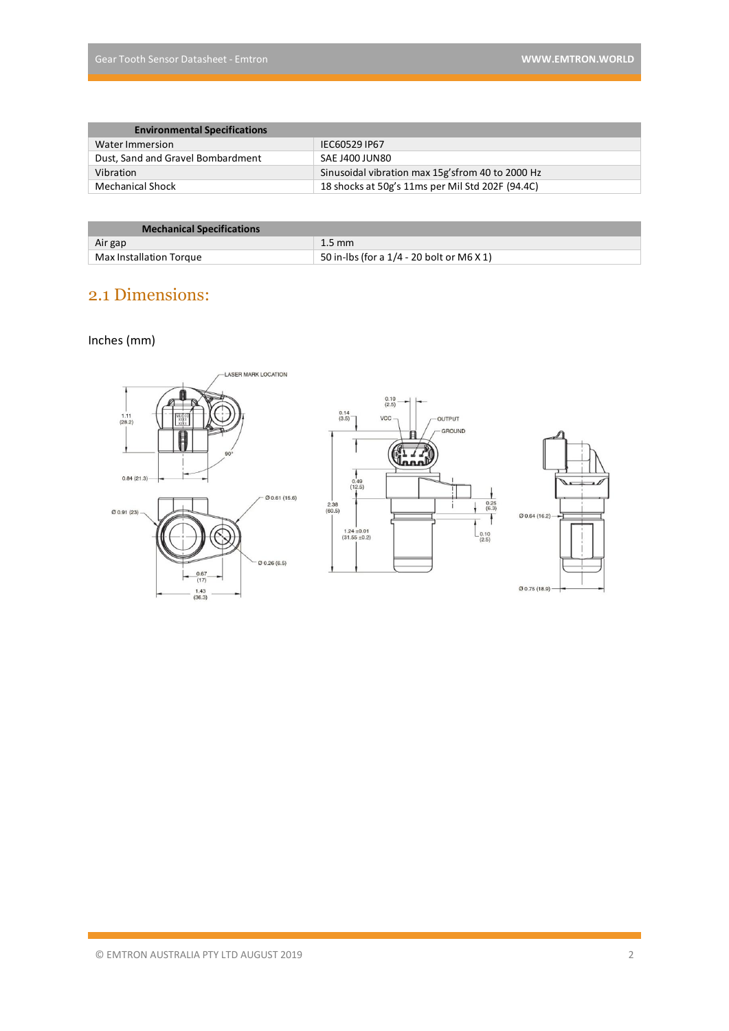| Environmental Specifications | |
|---|---|
| Water Immersion | IEC60529 IP67 |
| Dust, Sand and Gravel Bombardment | SAE J400 JUN80 |
| Vibration | Sinusoidal vibration max 15g'sfrom 40 to 2000 Hz |
| Mechanical Shock | 18 shocks at 50g's 11ms per Mil Std 202F (94.4C) |

| Mechanical Specifications | |
|---|---|
| Air gap | 1.5 mm |
| Max Installation Torque | 50 in-lbs (for a 1/4 - 20 bolt or M6 X 1) |

## 2.1 Dimensions:

Inches (mm)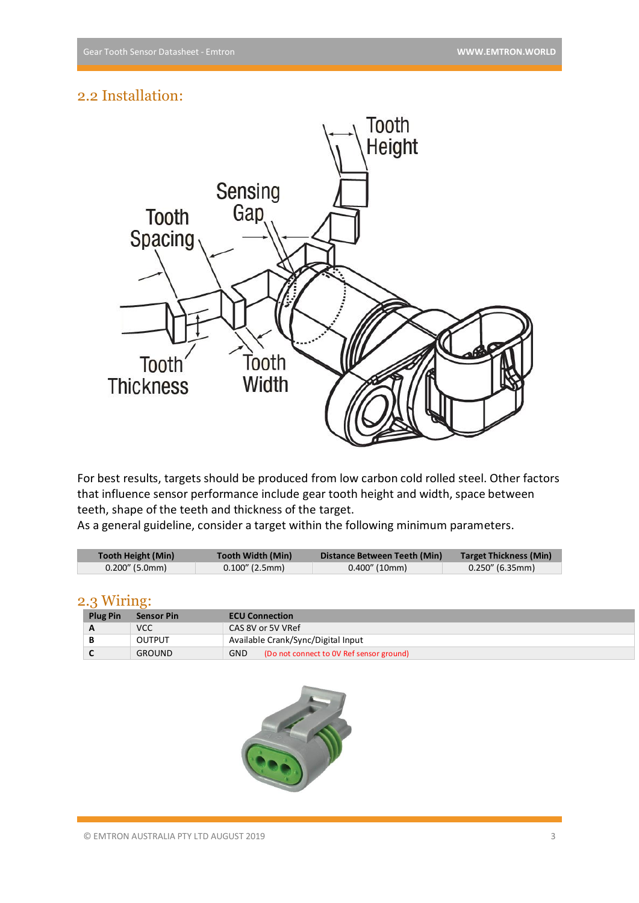## 2.2 Installation:

For best results, targets should be produced from low carbon cold rolled steel. Other factors that influence sensor performance include gear tooth height and width, space between teeth, shape of the teeth and thickness of the target.

As a general guideline, consider a target within the following minimum parameters.

| Tooth Height (Min) | Tooth Width (Min) | Distance Between Teeth (Min) | Target Thickness (Min) |
|---|---|---|---|
| 0.200" (5.0mm) | 0.100" (2.5mm) | 0.400" (10mm) | 0.250" (6.35mm) |

## 2.3 Wiring:

| Plug Pin | Sensor Pin | ECU Connection |
|---|---|---|
| A | VCC | CAS 8V or 5V VRef |
| B | OUTPUT | Available Crank/Sync/Digital Input |
| C | GROUND | GND (Do not connect to 0V Ref sensor ground) |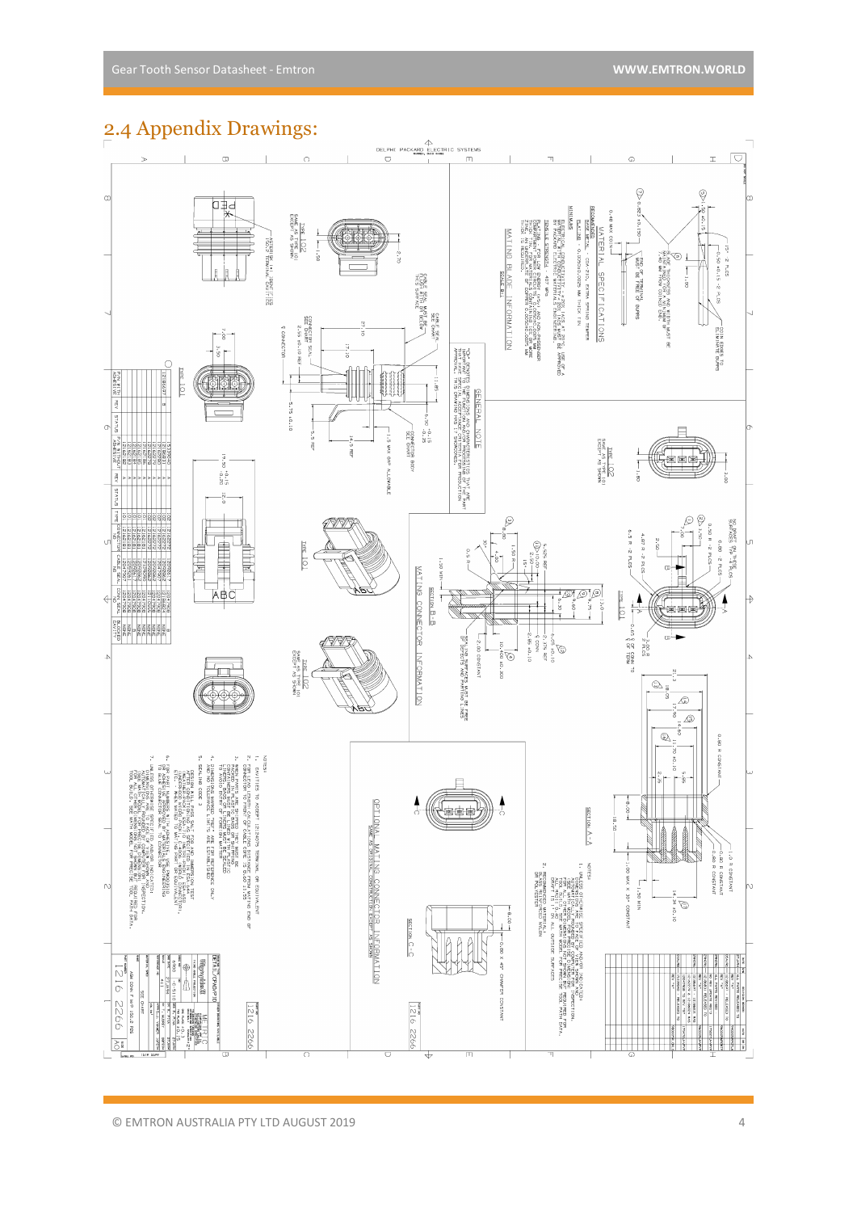## 2.4 Appendix Drawings: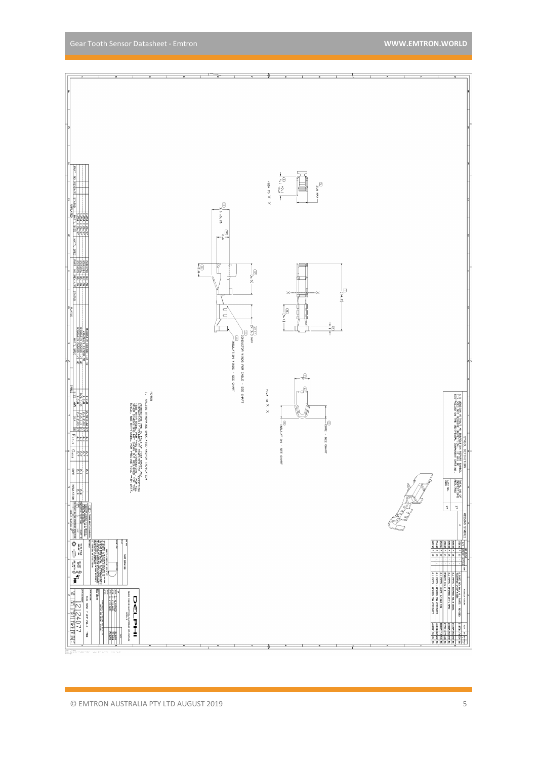VIEW TO X - X

CONDUCTOR WINGS FOR CABLE - SEE CHART

INSULATION WINGS - SEE CHART

CORE - SEE CHART

INSULATION - SEE CHART

NOTES

1. UNLESS OTHERWISE SPECIFIED AND/OR INDICATED:

DELPHI

12124077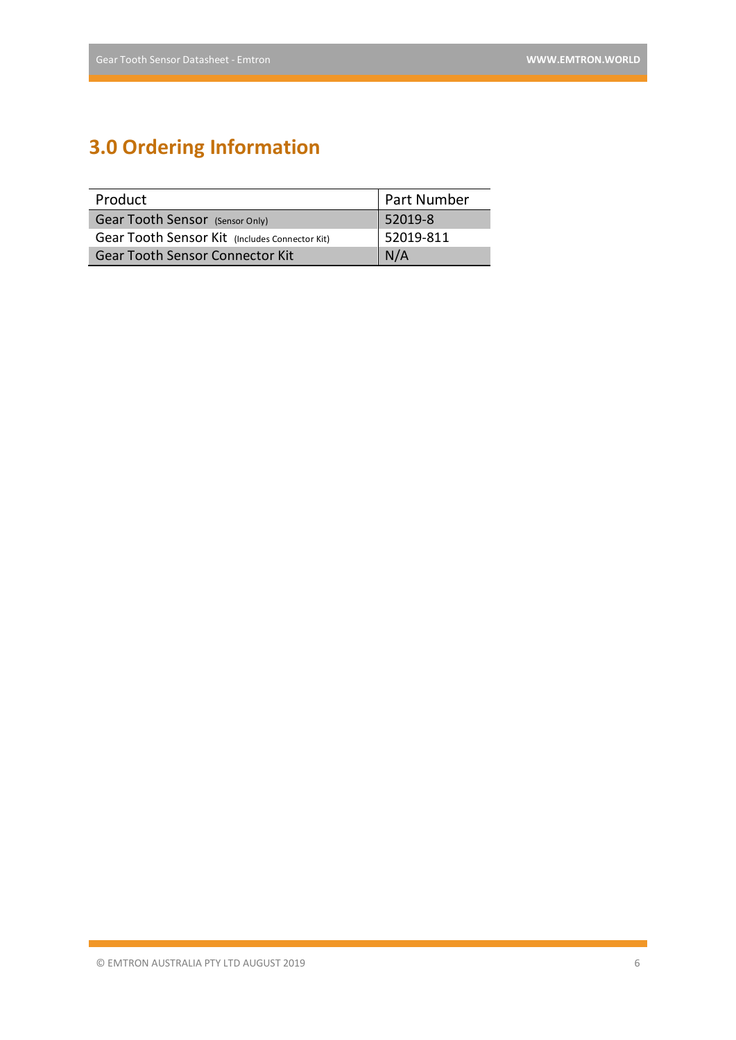# 3.0 Ordering Information

| Product | Part Number |
| --- | --- |
| Gear Tooth Sensor (Sensor Only) | 52019-8 |
| Gear Tooth Sensor Kit (Includes Connector Kit) | 52019-811 |
| Gear Tooth Sensor Connector Kit | N/A |